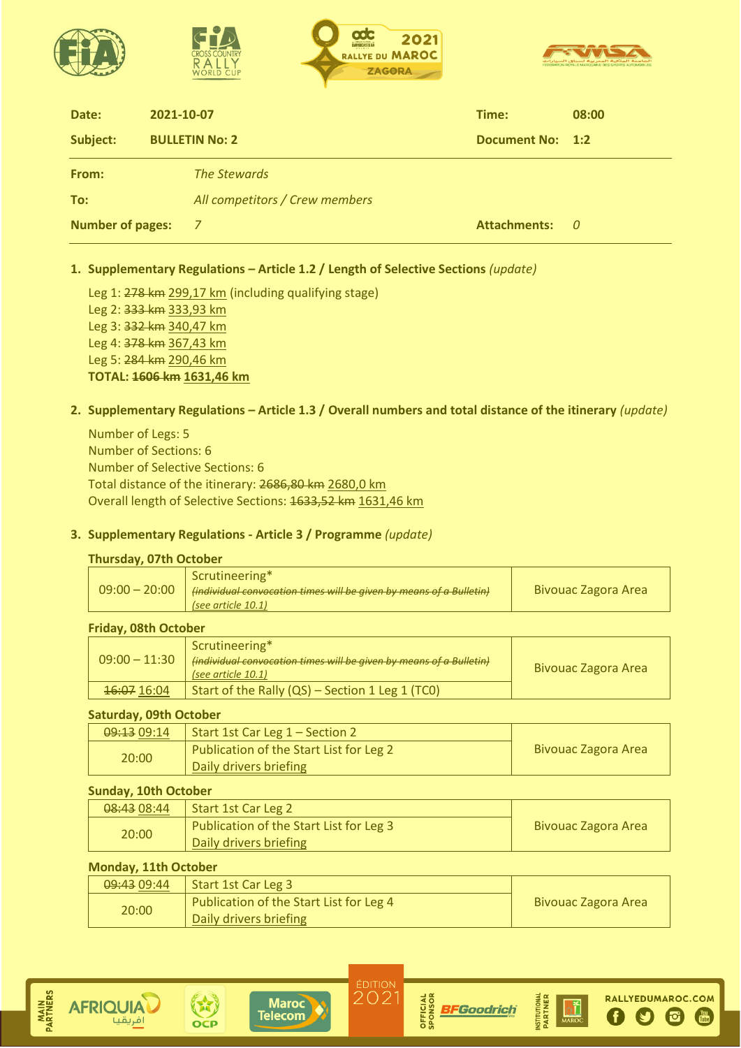| | | | |
|---|---|---|---|
| **Date:** | **2021-10-07** | **Time:** | **08:00** |
| **Subject:** | **BULLETIN No: 2** | **Document No:** | **1:2** |

| | | | |
|---|---|---|---|
| **From:** | *The Stewards* | | |
| **To:** | *All competitors / Crew members* | | |
| **Number of pages:** | *7* | **Attachments:** | *0* |

## 1. Supplementary Regulations – Article 1.2 / Length of Selective Sections *(update)*

Leg 1: ~~278 km~~ 299,17 km (including qualifying stage)
Leg 2: ~~333 km~~ 333,93 km
Leg 3: ~~332 km~~ 340,47 km
Leg 4: ~~378 km~~ 367,43 km
Leg 5: ~~284 km~~ 290,46 km
**TOTAL: ~~1606 km~~ 1631,46 km**

## 2. Supplementary Regulations – Article 1.3 / Overall numbers and total distance of the itinerary *(update)*

Number of Legs: 5
Number of Sections: 6
Number of Selective Sections: 6
Total distance of the itinerary: ~~2686,80 km~~ 2680,0 km
Overall length of Selective Sections: ~~1633,52 km~~ 1631,46 km

## 3. Supplementary Regulations - Article 3 / Programme *(update)*

**Thursday, 07th October**

| | | |
|---|---|---|
| 09:00 – 20:00 | Scrutineering* ~~(individual convocation times will be given by means of a Bulletin)~~ (see article 10.1) | Bivouac Zagora Area |

**Friday, 08th October**

| | | |
|---|---|---|
| 09:00 – 11:30 | Scrutineering* ~~(individual convocation times will be given by means of a Bulletin)~~ (see article 10.1) | Bivouac Zagora Area |
| ~~16:07~~ 16:04 | Start of the Rally (QS) – Section 1 Leg 1 (TC0) | |

**Saturday, 09th October**

| | | |
|---|---|---|
| ~~09:13~~ 09:14 | Start 1st Car Leg 1 – Section 2 | Bivouac Zagora Area |
| 20:00 | Publication of the Start List for Leg 2<br>Daily drivers briefing | |

**Sunday, 10th October**

| | | |
|---|---|---|
| ~~08:43~~ 08:44 | Start 1st Car Leg 2 | Bivouac Zagora Area |
| 20:00 | Publication of the Start List for Leg 3<br>Daily drivers briefing | |

**Monday, 11th October**

| | | |
|---|---|---|
| ~~09:43~~ 09:44 | Start 1st Car Leg 3 | Bivouac Zagora Area |
| 20:00 | Publication of the Start List for Leg 4<br>Daily drivers briefing | |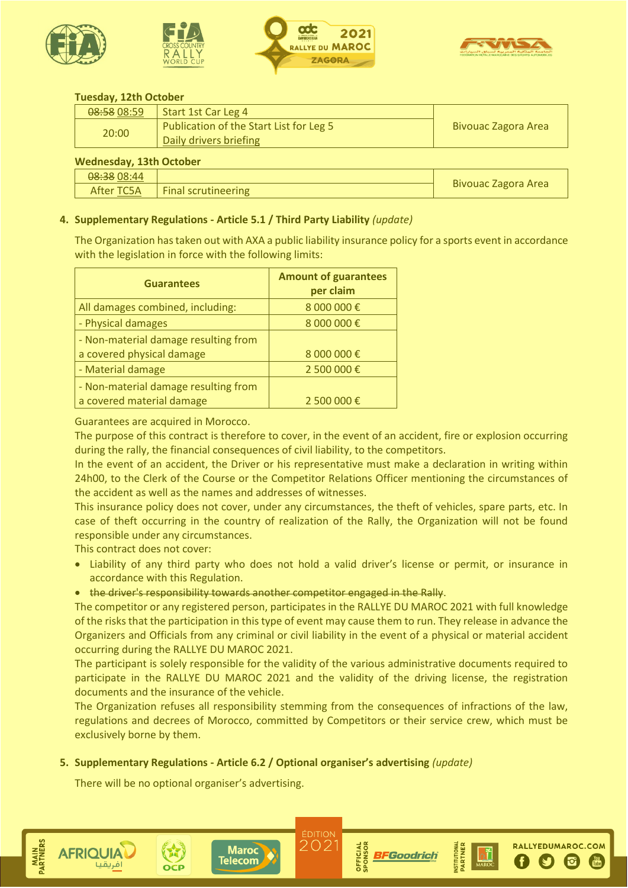**Tuesday, 12th October**

| | | |
|---|---|---|
| ~~08:58~~ 08:59 | Start 1st Car Leg 4 | Bivouac Zagora Area |
| 20:00 | Publication of the Start List for Leg 5<br>Daily drivers briefing | |

**Wednesday, 13th October**

| | | |
|---|---|---|
| ~~08:38~~ 08:44 | | Bivouac Zagora Area |
| After TC5A | Final scrutineering | |

## 4. Supplementary Regulations - Article 5.1 / Third Party Liability *(update)*

The Organization has taken out with AXA a public liability insurance policy for a sports event in accordance with the legislation in force with the following limits:

| Guarantees | Amount of guarantees per claim |
|---|---|
| All damages combined, including: | 8 000 000 € |
| - Physical damages | 8 000 000 € |
| - Non-material damage resulting from a covered physical damage | 8 000 000 € |
| - Material damage | 2 500 000 € |
| - Non-material damage resulting from a covered material damage | 2 500 000 € |

Guarantees are acquired in Morocco.

The purpose of this contract is therefore to cover, in the event of an accident, fire or explosion occurring during the rally, the financial consequences of civil liability, to the competitors.

In the event of an accident, the Driver or his representative must make a declaration in writing within 24h00, to the Clerk of the Course or the Competitor Relations Officer mentioning the circumstances of the accident as well as the names and addresses of witnesses.

This insurance policy does not cover, under any circumstances, the theft of vehicles, spare parts, etc. In case of theft occurring in the country of realization of the Rally, the Organization will not be found responsible under any circumstances.

This contract does not cover:

- Liability of any third party who does not hold a valid driver's license or permit, or insurance in accordance with this Regulation.
- ~~the driver's responsibility towards another competitor engaged in the Rally~~.

The competitor or any registered person, participates in the RALLYE DU MAROC 2021 with full knowledge of the risks that the participation in this type of event may cause them to run. They release in advance the Organizers and Officials from any criminal or civil liability in the event of a physical or material accident occurring during the RALLYE DU MAROC 2021.

The participant is solely responsible for the validity of the various administrative documents required to participate in the RALLYE DU MAROC 2021 and the validity of the driving license, the registration documents and the insurance of the vehicle.

The Organization refuses all responsibility stemming from the consequences of infractions of the law, regulations and decrees of Morocco, committed by Competitors or their service crew, which must be exclusively borne by them.

## 5. Supplementary Regulations - Article 6.2 / Optional organiser's advertising *(update)*

There will be no optional organiser's advertising.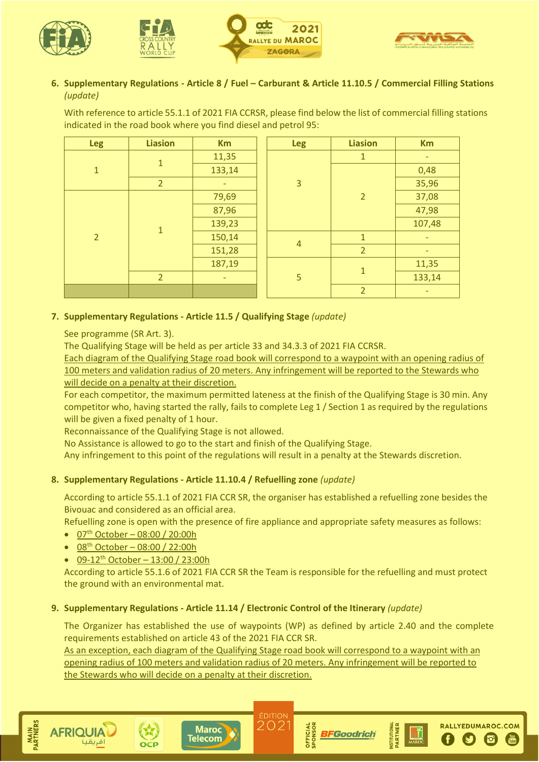6. **Supplementary Regulations - Article 8 / Fuel – Carburant & Article 11.10.5 / Commercial Filling Stations** *(update)*

With reference to article 55.1.1 of 2021 FIA CCRSR, please find below the list of commercial filling stations indicated in the road book where you find diesel and petrol 95:

| Leg | Liasion | Km |
|---|---|---|
| 1 | 1 | 11,35 |
| | | 133,14 |
| | 2 | - |
| 2 | 1 | 79,69 |
| | | 87,96 |
| | | 139,23 |
| | | 150,14 |
| | | 151,28 |
| | | 187,19 |
| | 2 | - |
| | | |

| Leg | Liasion | Km |
|---|---|---|
| 3 | 1 | - |
| | 2 | 0,48 |
| | | 35,96 |
| | | 37,08 |
| | | 47,98 |
| | | 107,48 |
| 4 | 1 | - |
| | 2 | - |
| 5 | 1 | 11,35 |
| | | 133,14 |
| | 2 | - |

7. **Supplementary Regulations - Article 11.5 / Qualifying Stage** *(update)*

See programme (SR Art. 3).
The Qualifying Stage will be held as per article 33 and 34.3.3 of 2021 FIA CCRSR.
Each diagram of the Qualifying Stage road book will correspond to a waypoint with an opening radius of 100 meters and validation radius of 20 meters. Any infringement will be reported to the Stewards who will decide on a penalty at their discretion.
For each competitor, the maximum permitted lateness at the finish of the Qualifying Stage is 30 min. Any competitor who, having started the rally, fails to complete Leg 1 / Section 1 as required by the regulations will be given a fixed penalty of 1 hour.
Reconnaissance of the Qualifying Stage is not allowed.
No Assistance is allowed to go to the start and finish of the Qualifying Stage.
Any infringement to this point of the regulations will result in a penalty at the Stewards discretion.

8. **Supplementary Regulations - Article 11.10.4 / Refuelling zone** *(update)*

According to article 55.1.1 of 2021 FIA CCR SR, the organiser has established a refuelling zone besides the Bivouac and considered as an official area.
Refuelling zone is open with the presence of fire appliance and appropriate safety measures as follows:

- 07th October – 08:00 / 20:00h
- 08th October – 08:00 / 22:00h
- 09-12th October – 13:00 / 23:00h

According to article 55.1.6 of 2021 FIA CCR SR the Team is responsible for the refuelling and must protect the ground with an environmental mat.

9. **Supplementary Regulations - Article 11.14 / Electronic Control of the Itinerary** *(update)*

The Organizer has established the use of waypoints (WP) as defined by article 2.40 and the complete requirements established on article 43 of the 2021 FIA CCR SR.
As an exception, each diagram of the Qualifying Stage road book will correspond to a waypoint with an opening radius of 100 meters and validation radius of 20 meters. Any infringement will be reported to the Stewards who will decide on a penalty at their discretion.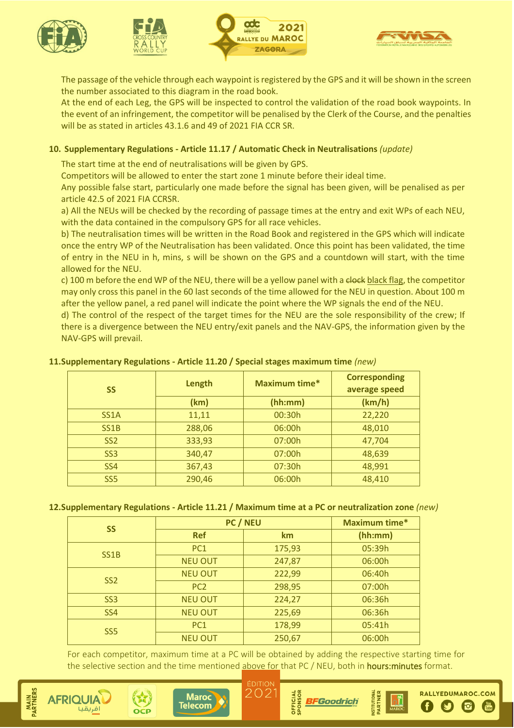The passage of the vehicle through each waypoint is registered by the GPS and it will be shown in the screen the number associated to this diagram in the road book.

At the end of each Leg, the GPS will be inspected to control the validation of the road book waypoints. In the event of an infringement, the competitor will be penalised by the Clerk of the Course, and the penalties will be as stated in articles 43.1.6 and 49 of 2021 FIA CCR SR.

## 10. Supplementary Regulations - Article 11.17 / Automatic Check in Neutralisations *(update)*

The start time at the end of neutralisations will be given by GPS.

Competitors will be allowed to enter the start zone 1 minute before their ideal time.

Any possible false start, particularly one made before the signal has been given, will be penalised as per article 42.5 of 2021 FIA CCRSR.

a) All the NEUs will be checked by the recording of passage times at the entry and exit WPs of each NEU, with the data contained in the compulsory GPS for all race vehicles.

b) The neutralisation times will be written in the Road Book and registered in the GPS which will indicate once the entry WP of the Neutralisation has been validated. Once this point has been validated, the time of entry in the NEU in h, mins, s will be shown on the GPS and a countdown will start, with the time allowed for the NEU.

c) 100 m before the end WP of the NEU, there will be a yellow panel with a ~~clock~~ black flag, the competitor may only cross this panel in the 60 last seconds of the time allowed for the NEU in question. About 100 m after the yellow panel, a red panel will indicate the point where the WP signals the end of the NEU.

d) The control of the respect of the target times for the NEU are the sole responsibility of the crew; If there is a divergence between the NEU entry/exit panels and the NAV-GPS, the information given by the NAV-GPS will prevail.

## 11. Supplementary Regulations - Article 11.20 / Special stages maximum time *(new)*

| SS | Length | Maximum time* | Corresponding average speed |
|---|---|---|---|
| | (km) | (hh:mm) | (km/h) |
| SS1A | 11,11 | 00:30h | 22,220 |
| SS1B | 288,06 | 06:00h | 48,010 |
| SS2 | 333,93 | 07:00h | 47,704 |
| SS3 | 340,47 | 07:00h | 48,639 |
| SS4 | 367,43 | 07:30h | 48,991 |
| SS5 | 290,46 | 06:00h | 48,410 |

## 12. Supplementary Regulations - Article 11.21 / Maximum time at a PC or neutralization zone *(new)*

| SS | PC / NEU | | Maximum time* |
|---|---|---|---|
| | Ref | km | (hh:mm) |
| SS1B | PC1 | 175,93 | 05:39h |
| | NEU OUT | 247,87 | 06:00h |
| SS2 | NEU OUT | 222,99 | 06:40h |
| | PC2 | 298,95 | 07:00h |
| SS3 | NEU OUT | 224,27 | 06:36h |
| SS4 | NEU OUT | 225,69 | 06:36h |
| SS5 | PC1 | 178,99 | 05:41h |
| | NEU OUT | 250,67 | 06:00h |

For each competitor, maximum time at a PC will be obtained by adding the respective starting time for the selective section and the time mentioned above for that PC / NEU, both in hours:minutes format.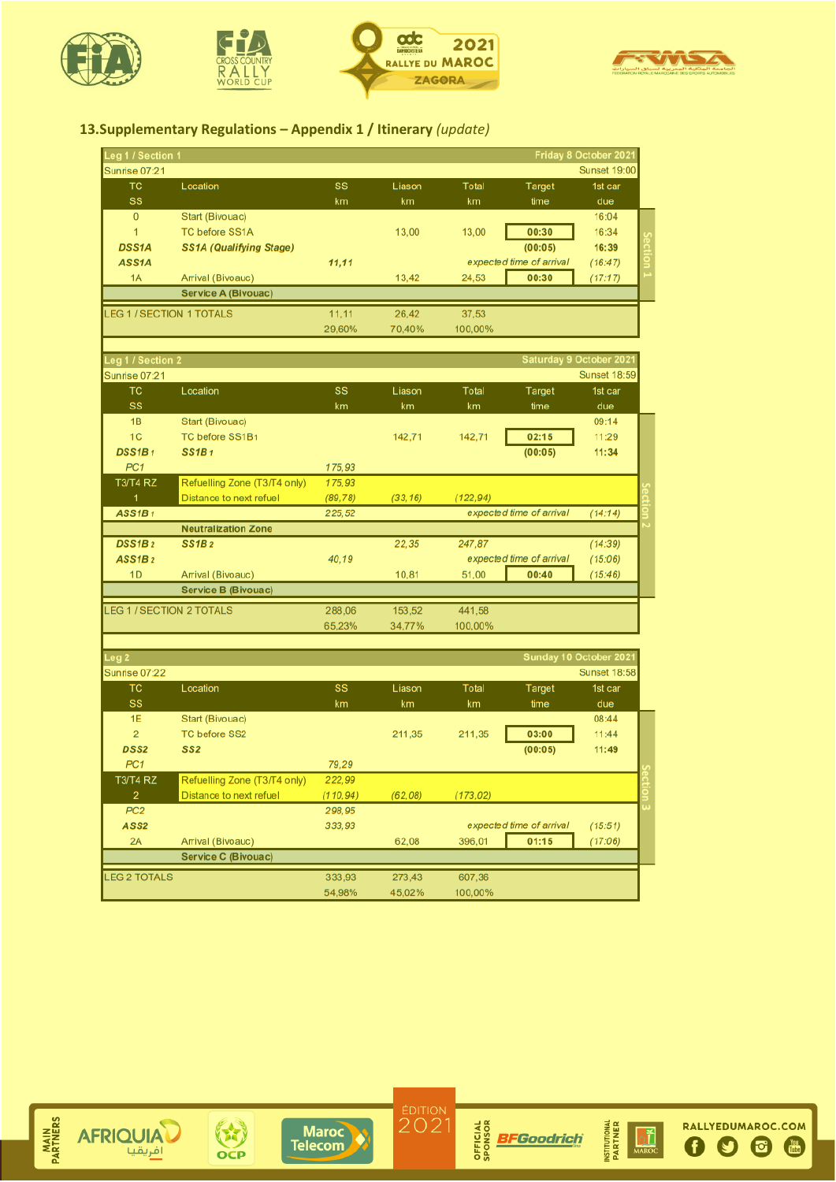## 13.Supplementary Regulations – Appendix 1 / Itinerary *(update)*

| Leg 1 / Section 1 | | | | | Friday 8 October 2021 | |
|---|---|---|---|---|---|---|
| Sunrise 07:21 | | | | | | Sunset 19:00 |
| TC SS | Location | SS km | Liason km | Total km | Target time | 1st car due |
| 0 | Start (Bivouac) | | | | | 16:04 |
| 1 | TC before SS1A | | 13,00 | 13,00 | 00:30 | 16:34 |
| ***DSS1A*** | ***SS1A (Qualifying Stage)*** | | | | (00:05) | **16:39** |
| ***ASS1A*** | | ***11,11*** | | *expected time of arrival* | | *(16:47)* |
| 1A | Arrival (Bivouac) | | 13,42 | 24,53 | 00:30 | *(17:17)* |
| | **Service A (Bivouac)** | | | | | |
| LEG 1 / SECTION 1 TOTALS | | 11,11 | 26,42 | 37,53 | | |
| | | 29,60% | 70,40% | 100,00% | | |

| Leg 1 / Section 2 | | | | | Saturday 9 October 2021 | |
|---|---|---|---|---|---|---|
| Sunrise 07:21 | | | | | | Sunset 18:59 |
| TC SS | Location | SS km | Liason km | Total km | Target time | 1st car due |
| 1B | Start (Bivouac) | | | | | 09:14 |
| 1C | TC before SS1B1 | | 142,71 | 142,71 | 02:15 | 11:29 |
| ***DSS1B1*** | ***SS1B1*** | | | | (00:05) | **11:34** |
| *PC1* | | *175,93* | | | | |
| T3/T4 RZ | Refuelling Zone (T3/T4 only) | *175,93* | | | | |
| 1 | Distance to next refuel | *(89,78)* | *(33,16)* | *(122,94)* | | |
| ***ASS1B1*** | | *225,52* | | *expected time of arrival* | | *(14:14)* |
| | **Neutralization Zone** | | | | | |
| ***DSS1B2*** | ***SS1B2*** | | *22,35* | *247,87* | | *(14:39)* |
| ***ASS1B2*** | | *40,19* | | *expected time of arrival* | | *(15:06)* |
| 1D | Arrival (Bivouac) | | 10,81 | 51,00 | 00:40 | *(15:46)* |
| | **Service B (Bivouac)** | | | | | |
| LEG 1 / SECTION 2 TOTALS | | 288,06 | 153,52 | 441,58 | | |
| | | 65,23% | 34,77% | 100,00% | | |

| Leg 2 | | | | | Sunday 10 October 2021 | |
|---|---|---|---|---|---|---|
| Sunrise 07:22 | | | | | | Sunset 18:58 |
| TC SS | Location | SS km | Liason km | Total km | Target time | 1st car due |
| 1E | Start (Bivouac) | | | | | 08:44 |
| 2 | TC before SS2 | | 211,35 | 211,35 | 03:00 | 11:44 |
| ***DSS2*** | ***SS2*** | | | | (00:05) | **11:49** |
| *PC1* | | *79,29* | | | | |
| T3/T4 RZ | Refuelling Zone (T3/T4 only) | *222,99* | | | | |
| 2 | Distance to next refuel | *(110,94)* | *(62,08)* | *(173,02)* | | |
| *PC2* | | *298,95* | | | | |
| ***ASS2*** | | *333,93* | | *expected time of arrival* | | *(15:51)* |
| 2A | Arrival (Bivouac) | | 62,08 | 396,01 | 01:15 | *(17:06)* |
| | **Service C (Bivouac)** | | | | | |
| LEG 2 TOTALS | | 333,93 | 273,43 | 607,36 | | |
| | | 54,98% | 45,02% | 100,00% | | |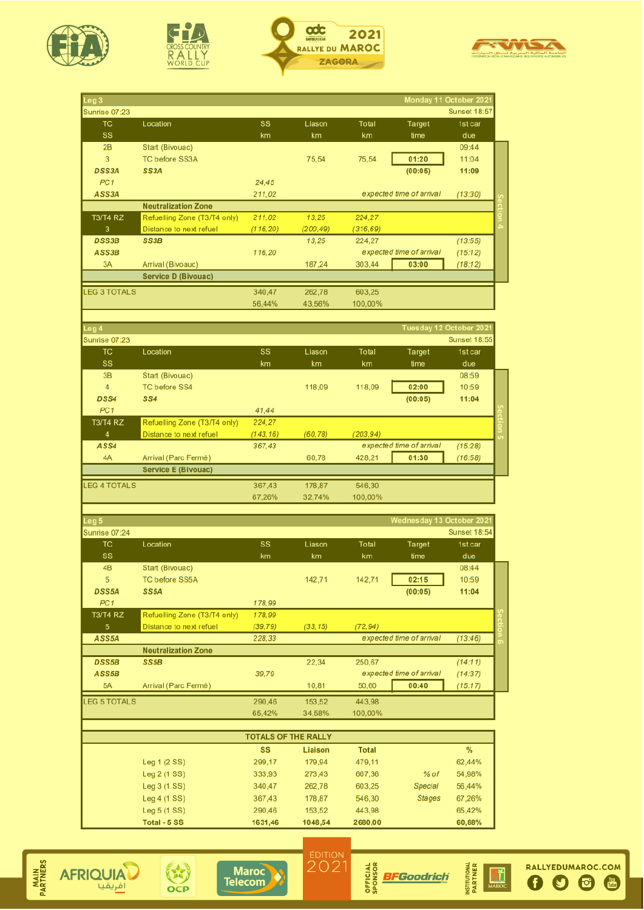| Leg 3 | | | | | | Monday 11 October 2021 | |
|---|---|---|---|---|---|---|---|
| Sunrise 07:23 | | | | | | Sunset 18:57 | |
| TC SS | Location | SS km | Liaison km | Total km | Target time | 1st car due | |
| 2B | Start (Bivouac) | | | | | 09:44 | Section 4 |
| 3 | TC before SS3A | | 75,54 | 75,54 | 01:20 | 11:04 | |
| ***DSS3A*** | ***SS3A*** | | | | (00:05) | **11:09** | |
| *PC1* | | *24,45* | | | | | |
| ***ASS3A*** | | *211,02* | | *expected time of arrival* | | *(13:30)* | |
| | **Neutralization Zone** | | | | | | |
| T3/T4 RZ | Refuelling Zone (T3/T4 only) | *211,02* | *13,25* | *224,27* | | | |
| 3 | Distance to next refuel | *(116,20)* | *(200,49)* | *(316,69)* | | | |
| ***DSS3B*** | ***SS3B*** | | 13,25 | 224,27 | | *(13:55)* | |
| ***ASS3B*** | | *116,20* | | *expected time of arrival* | | *(15:12)* | |
| 3A | Arrival (Bivouac) | | 187,24 | 303,44 | 03:00 | *(18:12)* | |
| | **Service D (Bivouac)** | | | | | | |
| LEG 3 TOTALS | | 340,47 | 262,78 | 603,25 | | | |
| | | 56,44% | 43,56% | 100,00% | | | |

| Leg 4 | | | | | | Tuesday 12 October 2021 | |
|---|---|---|---|---|---|---|---|
| Sunrise 07:23 | | | | | | Sunset 18:55 | |
| TC SS | Location | SS km | Liaison km | Total km | Target time | 1st car due | |
| 3B | Start (Bivouac) | | | | | 08:59 | Section 5 |
| 4 | TC before SS4 | | 118,09 | 118,09 | 02:00 | 10:59 | |
| ***DSS4*** | ***SS4*** | | | | (00:05) | **11:04** | |
| *PC1* | | *41,44* | | | | | |
| T3/T4 RZ | Refuelling Zone (T3/T4 only) | *224,27* | | | | | |
| 4 | Distance to next refuel | *(143,16)* | *(60,78)* | *(203,94)* | | | |
| ***ASS4*** | | *367,43* | | *expected time of arrival* | | *(15:28)* | |
| 4A | Arrival (Parc Fermé) | | 60,78 | 428,21 | 01:30 | *(16:58)* | |
| | **Service E (Bivouac)** | | | | | | |
| LEG 4 TOTALS | | 367,43 | 178,87 | 546,30 | | | |
| | | 67,26% | 32,74% | 100,00% | | | |

| Leg 5 | | | | | | Wednesday 13 October 2021 | |
|---|---|---|---|---|---|---|---|
| Sunrise 07:24 | | | | | | Sunset 18:54 | |
| TC SS | Location | SS km | Liaison km | Total km | Target time | 1st car due | |
| 4B | Start (Bivouac) | | | | | 08:44 | Section 6 |
| 5 | TC before SS5A | | 142,71 | 142,71 | 02:15 | 10:59 | |
| ***DSS5A*** | ***SS5A*** | | | | (00:05) | **11:04** | |
| *PC1* | | *178,99* | | | | | |
| T3/T4 RZ | Refuelling Zone (T3/T4 only) | *178,99* | | | | | |
| 5 | Distance to next refuel | *(39,79)* | *(33,15)* | *(72,94)* | | | |
| ***ASS5A*** | | *228,33* | | *expected time of arrival* | | *(13:46)* | |
| | **Neutralization Zone** | | | | | | |
| ***DSS5B*** | ***SS5B*** | | 22,34 | 250,67 | | *(14:11)* | |
| ***ASS5B*** | | *39,79* | | *expected time of arrival* | | *(14:37)* | |
| 5A | Arrival (Parc Fermé) | | 10,81 | 50,60 | 00:40 | *(15:17)* | |
| LEG 5 TOTALS | | 290,46 | 153,52 | 443,98 | | | |
| | | 65,42% | 34,58% | 100,00% | | | |

**TOTALS OF THE RALLY**

| | SS | Liaison | Total | | % |
|---|---|---|---|---|---|
| Leg 1 (2 SS) | 299,17 | 179,94 | 479,11 | | 62,44% |
| Leg 2 (1 SS) | 333,93 | 273,43 | 607,36 | *% of* | 54,98% |
| Leg 3 (1 SS) | 340,47 | 262,78 | 603,25 | *Special* | 56,44% |
| Leg 4 (1 SS) | 367,43 | 178,87 | 546,30 | *Stages* | 67,26% |
| Leg 5 (1 SS) | 290,46 | 153,52 | 443,98 | | 65,42% |
| **Total - 5 SS** | **1631,46** | **1048,54** | **2680,00** | | **60,88%** |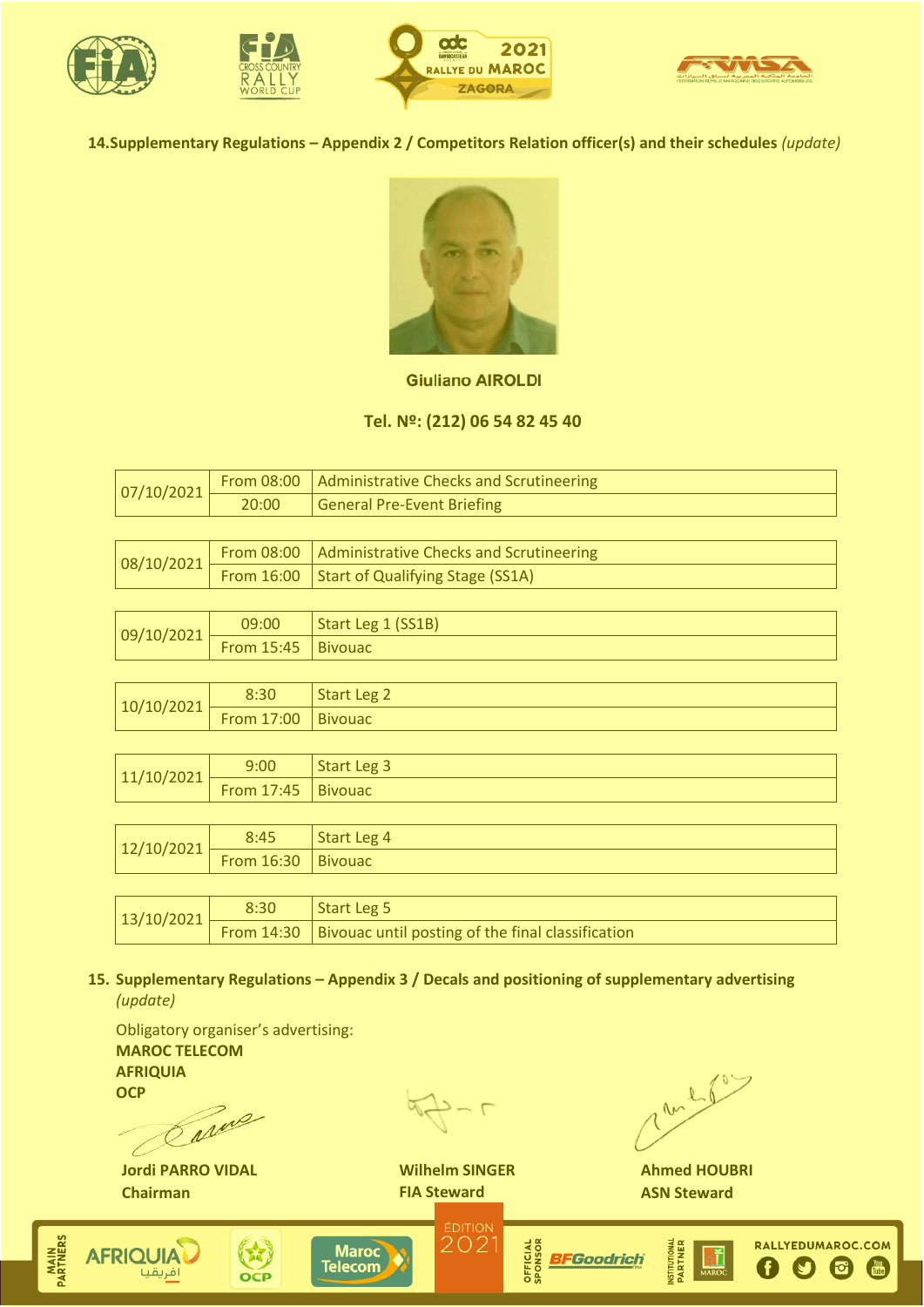## 14. Supplementary Regulations – Appendix 2 / Competitors Relation officer(s) and their schedules *(update)*

**Giuliano AIROLDI**

**Tel. Nº: (212) 06 54 82 45 40**

| | | |
|---|---|---|
| 07/10/2021 | From 08:00 | Administrative Checks and Scrutineering |
| | 20:00 | General Pre-Event Briefing |
| 08/10/2021 | From 08:00 | Administrative Checks and Scrutineering |
| | From 16:00 | Start of Qualifying Stage (SS1A) |
| 09/10/2021 | 09:00 | Start Leg 1 (SS1B) |
| | From 15:45 | Bivouac |
| 10/10/2021 | 8:30 | Start Leg 2 |
| | From 17:00 | Bivouac |
| 11/10/2021 | 9:00 | Start Leg 3 |
| | From 17:45 | Bivouac |
| 12/10/2021 | 8:45 | Start Leg 4 |
| | From 16:30 | Bivouac |
| 13/10/2021 | 8:30 | Start Leg 5 |
| | From 14:30 | Bivouac until posting of the final classification |

## 15. Supplementary Regulations – Appendix 3 / Decals and positioning of supplementary advertising *(update)*

Obligatory organiser's advertising:

**MAROC TELECOM**
**AFRIQUIA**
**OCP**

**Jordi PARRO VIDAL**
**Chairman**

**Wilhelm SINGER**
**FIA Steward**

**Ahmed HOUBRI**
**ASN Steward**